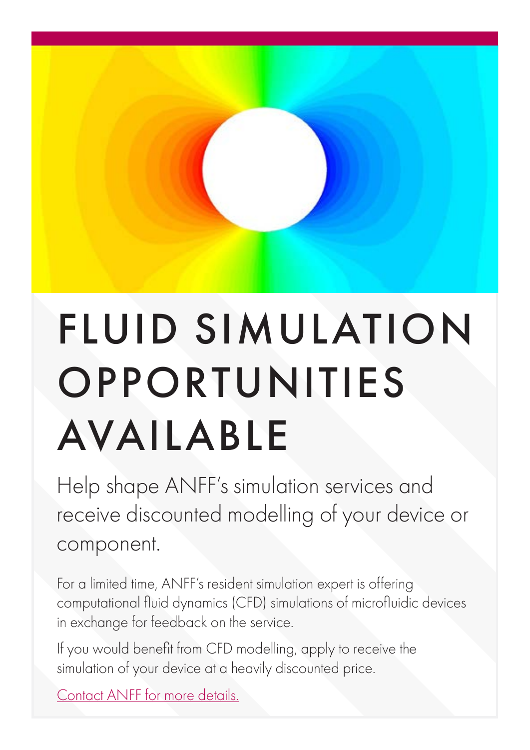# FLUID SIMULATION OPPORTUNITIES AVAILABLE

Help shape ANFF's simulation services and receive discounted modelling of your device or component.

For a limited time, ANFF's resident simulation expert is offering computational fluid dynamics (CFD) simulations of microfluidic devices in exchange for feedback on the service.

If you would benefit from CFD modelling, apply to receive the simulation of your device at a heavily discounted price.

Contact ANFF for more details.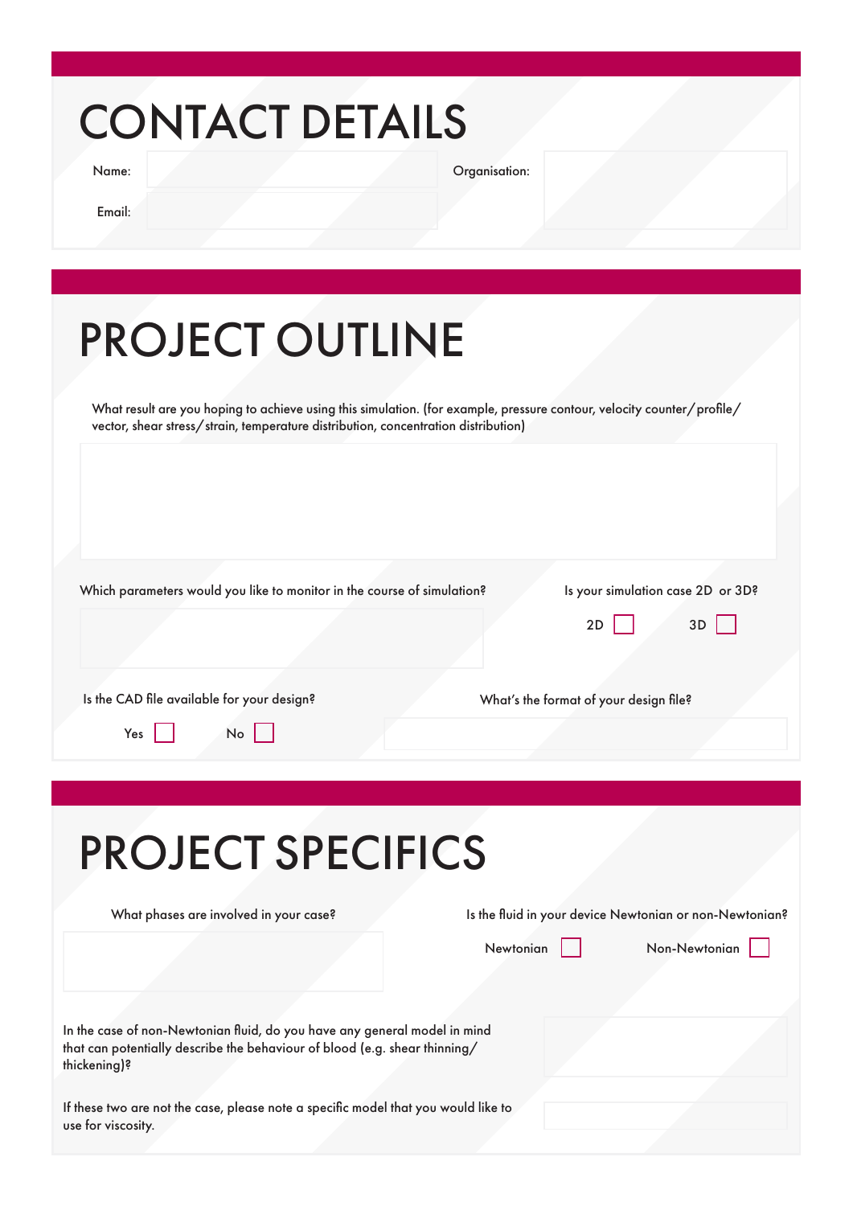# CONTACT DETAILS

Name:

Organisation:

Email:

# PROJECT OUTLINE

What result are you hoping to achieve using this simulation. (for example, pressure contour, velocity counter/ profile/ vector, shear stress/ strain, temperature distribution, concentration distribution)

Which parameters would you like to monitor in the course of simulation?

Is your simulation case 2D or 3D?

2D ☐ 3D ☐

Is the CAD file available for your design?

Yes ☐ No ☐

What's the format of your design file?

# PROJECT SPECIFICS

What phases are involved in your case?

Is the fluid in your device Newtonian or non-Newtonian?

Newtonian ☐ Non-Newtonian ☐

In the case of non-Newtonian fluid, do you have any general model in mind that can potentially describe the behaviour of blood (e.g. shear thinning/ thickening)?

If these two are not the case, please note a specific model that you would like to use for viscosity.